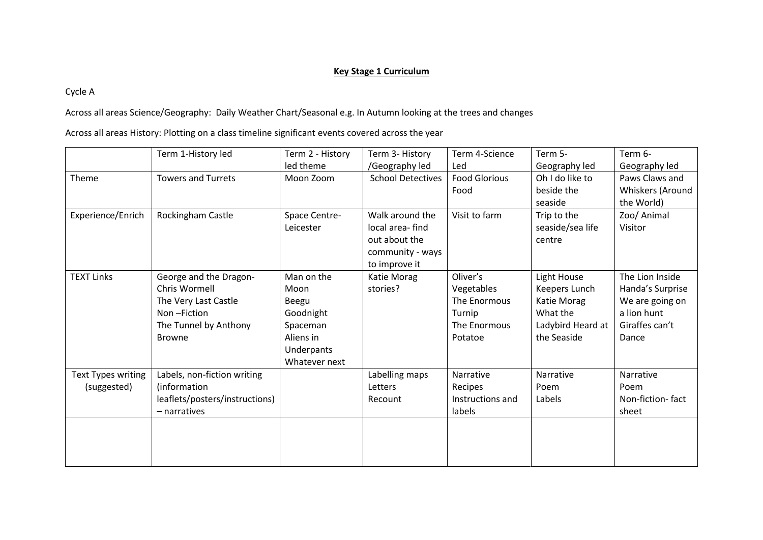# Key Stage 1 Curriculum

Cycle A

Across all areas Science/Geography: Daily Weather Chart/Seasonal e.g. In Autumn looking at the trees and changes

Across all areas History: Plotting on a class timeline significant events covered across the year

| | Term 1-History led | Term 2 - History led theme | Term 3- History /Geography led | Term 4-Science Led | Term 5- Geography led | Term 6- Geography led |
|---|---|---|---|---|---|---|
| Theme | Towers and Turrets | Moon Zoom | School Detectives | Food Glorious Food | Oh I do like to beside the seaside | Paws Claws and Whiskers (Around the World) |
| Experience/Enrich | Rockingham Castle | Space Centre- Leicester | Walk around the local area- find out about the community - ways to improve it | Visit to farm | Trip to the seaside/sea life centre | Zoo/ Animal Visitor |
| TEXT Links | George and the Dragon- Chris Wormell<br>The Very Last Castle<br>Non –Fiction<br>The Tunnel by Anthony Browne | Man on the Moon<br>Beegu<br>Goodnight Spaceman<br>Aliens in Underpants<br>Whatever next | Katie Morag stories? | Oliver's Vegetables<br>The Enormous Turnip<br>The Enormous Potatoe | Light House Keepers Lunch<br>Katie Morag<br>What the Ladybird Heard at the Seaside | The Lion Inside<br>Handa's Surprise<br>We are going on a lion hunt<br>Giraffes can't Dance |
| Text Types writing (suggested) | Labels, non-fiction writing (information leaflets/posters/instructions) – narratives | | Labelling maps<br>Letters<br>Recount | Narrative<br>Recipes<br>Instructions and labels | Narrative<br>Poem<br>Labels | Narrative<br>Poem<br>Non-fiction- fact sheet |
| | | | | | | |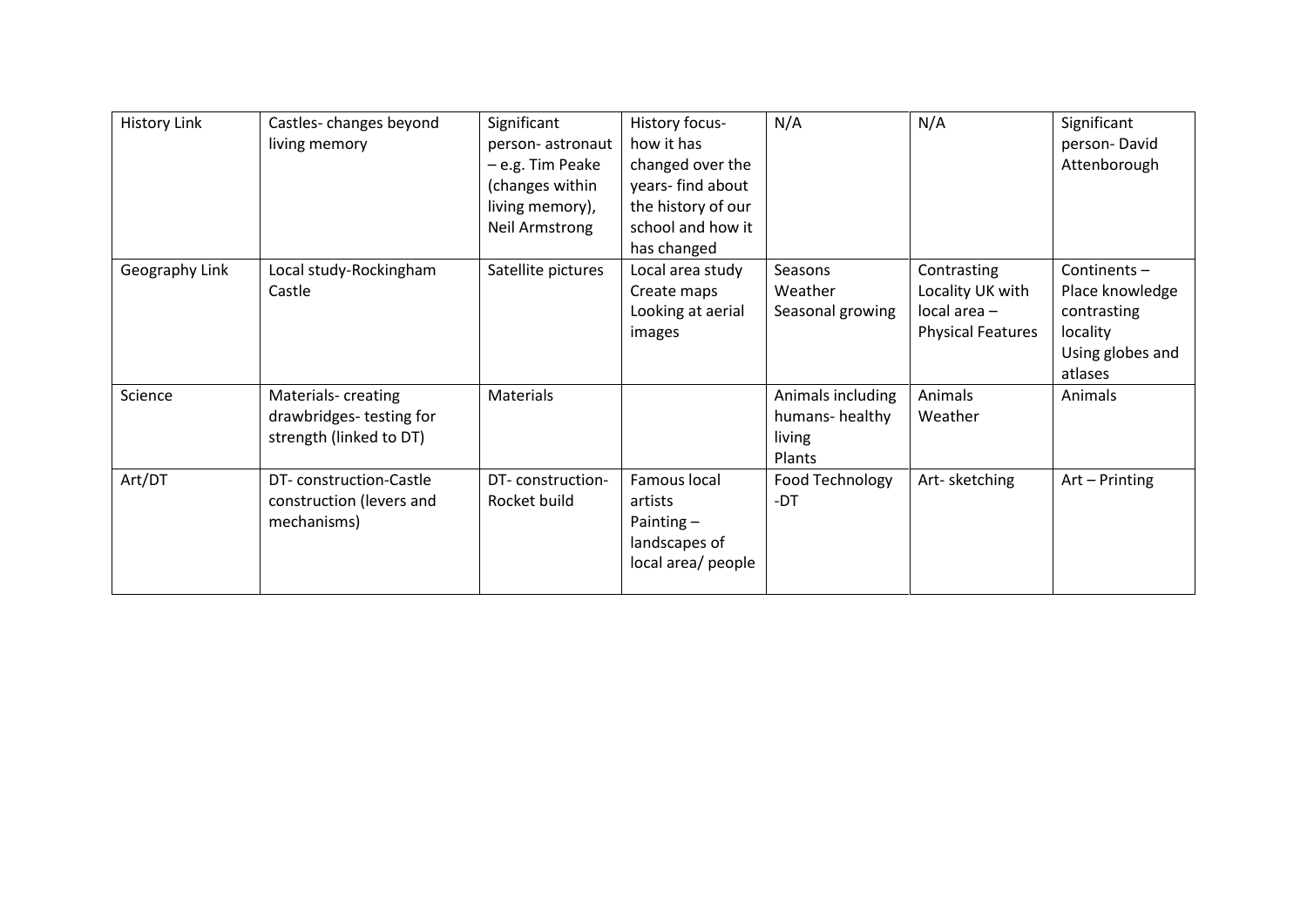| History Link | Castles- changes beyond living memory | Significant person- astronaut – e.g. Tim Peake (changes within living memory), Neil Armstrong | History focus- how it has changed over the years- find about the history of our school and how it has changed | N/A | N/A | Significant person- David Attenborough |
|---|---|---|---|---|---|---|
| Geography Link | Local study-Rockingham Castle | Satellite pictures | Local area study Create maps Looking at aerial images | Seasons Weather Seasonal growing | Contrasting Locality UK with local area – Physical Features | Continents – Place knowledge contrasting locality Using globes and atlases |
| Science | Materials- creating drawbridges- testing for strength (linked to DT) | Materials | | Animals including humans- healthy living Plants | Animals Weather | Animals |
| Art/DT | DT- construction-Castle construction (levers and mechanisms) | DT- construction- Rocket build | Famous local artists Painting – landscapes of local area/ people | Food Technology -DT | Art- sketching | Art – Printing |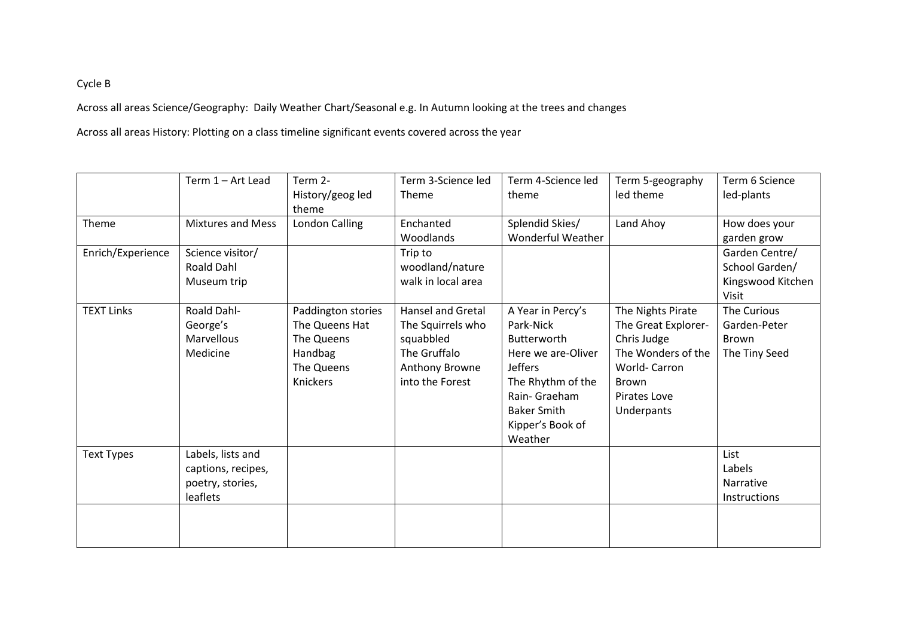Cycle B

Across all areas Science/Geography: Daily Weather Chart/Seasonal e.g. In Autumn looking at the trees and changes

Across all areas History: Plotting on a class timeline significant events covered across the year

| | Term 1 – Art Lead | Term 2- History/geog led theme | Term 3-Science led Theme | Term 4-Science led theme | Term 5-geography led theme | Term 6 Science led-plants |
|---|---|---|---|---|---|---|
| Theme | Mixtures and Mess | London Calling | Enchanted Woodlands | Splendid Skies/ Wonderful Weather | Land Ahoy | How does your garden grow |
| Enrich/Experience | Science visitor/ Roald Dahl Museum trip | | Trip to woodland/nature walk in local area | | | Garden Centre/ School Garden/ Kingswood Kitchen Visit |
| TEXT Links | Roald Dahl- George's Marvellous Medicine | Paddington stories<br>The Queens Hat<br>The Queens Handbag<br>The Queens Knickers | Hansel and Gretal<br>The Squirrels who squabbled<br>The Gruffalo<br>Anthony Browne into the Forest | A Year in Percy's Park-Nick Butterworth<br>Here we are-Oliver Jeffers<br>The Rhythm of the Rain- Graeham Baker Smith<br>Kipper's Book of Weather | The Nights Pirate<br>The Great Explorer- Chris Judge<br>The Wonders of the World- Carron Brown<br>Pirates Love Underpants | The Curious Garden-Peter Brown<br>The Tiny Seed |
| Text Types | Labels, lists and captions, recipes, poetry, stories, leaflets | | | | | List<br>Labels<br>Narrative<br>Instructions |
| | | | | | | |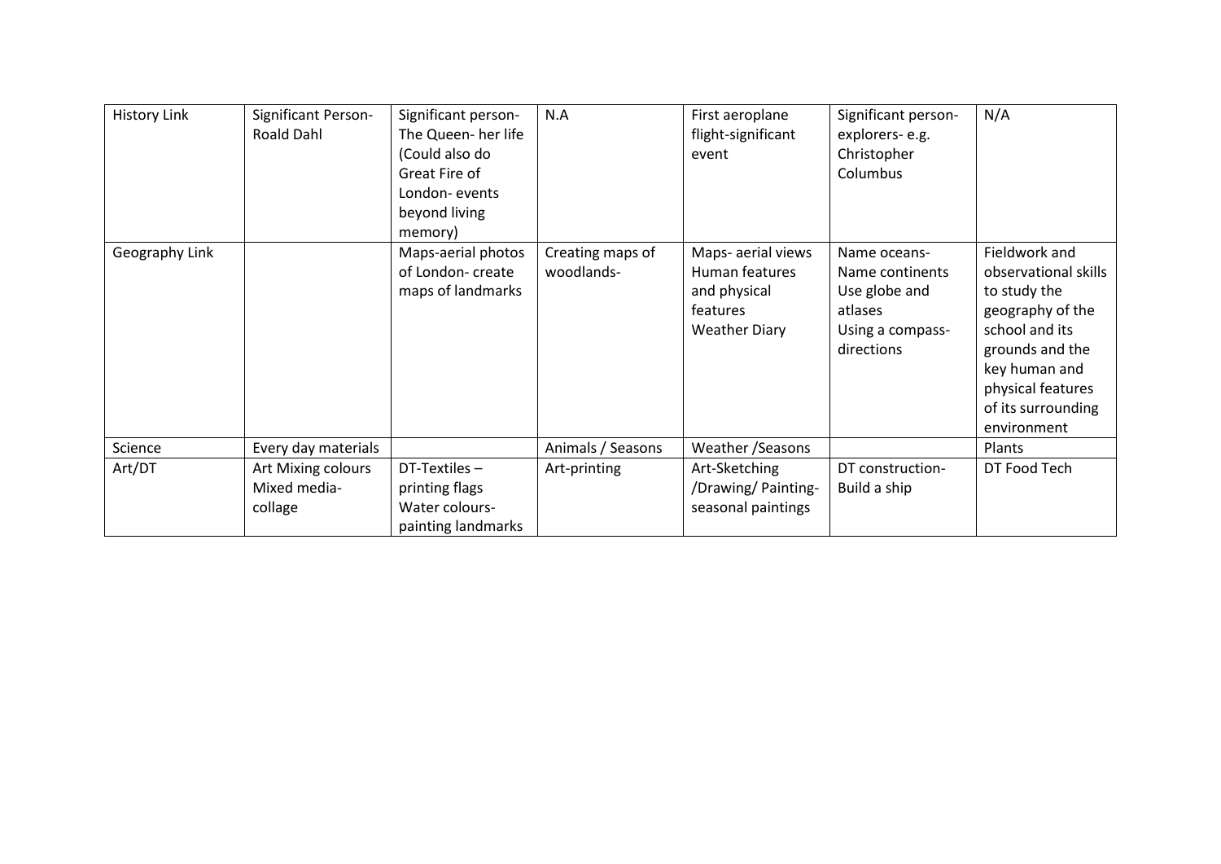| | | | | | | |
|---|---|---|---|---|---|---|
| History Link | Significant Person- Roald Dahl | Significant person- The Queen- her life (Could also do Great Fire of London- events beyond living memory) | N.A | First aeroplane flight-significant event | Significant person- explorers- e.g. Christopher Columbus | N/A |
| Geography Link | | Maps-aerial photos of London- create maps of landmarks | Creating maps of woodlands- | Maps- aerial views Human features and physical features Weather Diary | Name oceans- Name continents Use globe and atlases Using a compass- directions | Fieldwork and observational skills to study the geography of the school and its grounds and the key human and physical features of its surrounding environment |
| Science | Every day materials | | Animals / Seasons | Weather /Seasons | | Plants |
| Art/DT | Art Mixing colours Mixed media- collage | DT-Textiles – printing flags Water colours- painting landmarks | Art-printing | Art-Sketching /Drawing/ Painting- seasonal paintings | DT construction- Build a ship | DT Food Tech |